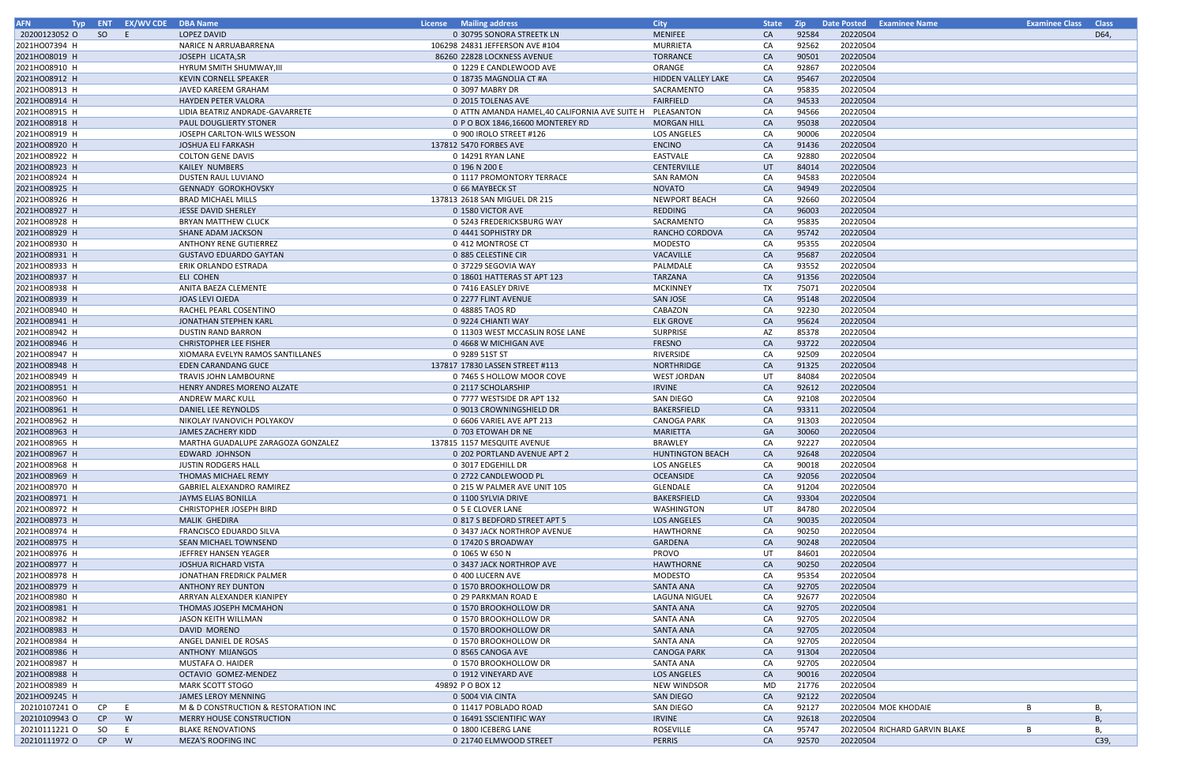| AFN | Typ | ENT | EX/WV CDE | DBA Name | License | Mailing address | City | State | Zip | Date Posted | Examinee Name | Examinee Class | Class |
|---|---|---|---|---|---|---|---|---|---|---|---|---|---|
| 20200123052 | O | SO | E | LOPEZ DAVID | 0 | 30795 SONORA STREETK LN | MENIFEE | CA | 92584 | 20220504 | | | D64, |
| 2021HO07394 | H | | | NARICE N ARRUABARRENA | 106298 | 24831 JEFFERSON AVE #104 | MURRIETA | CA | 92562 | 20220504 | | | |
| 2021HO08019 | H | | | JOSEPH LICATA,SR | 86260 | 22828 LOCKNESS AVENUE | TORRANCE | CA | 90501 | 20220504 | | | |
| 2021HO08910 | H | | | HYRUM SMITH SHUMWAY,III | 0 | 1229 E CANDLEWOOD AVE | ORANGE | CA | 92867 | 20220504 | | | |
| 2021HO08912 | H | | | KEVIN CORNELL SPEAKER | 0 | 18735 MAGNOLIA CT #A | HIDDEN VALLEY LAKE | CA | 95467 | 20220504 | | | |
| 2021HO08913 | H | | | JAVED KAREEM GRAHAM | 0 | 3097 MABRY DR | SACRAMENTO | CA | 95835 | 20220504 | | | |
| 2021HO08914 | H | | | HAYDEN PETER VALORA | 0 | 2015 TOLENAS AVE | FAIRFIELD | CA | 94533 | 20220504 | | | |
| 2021HO08915 | H | | | LIDIA BEATRIZ ANDRADE-GAVARRETE | 0 | ATTN AMANDA HAMEL,40 CALIFORNIA AVE SUITE H | PLEASANTON | CA | 94566 | 20220504 | | | |
| 2021HO08918 | H | | | PAUL DOUGLIERTY STONER | 0 | P O BOX 1846,16600 MONTEREY RD | MORGAN HILL | CA | 95038 | 20220504 | | | |
| 2021HO08919 | H | | | JOSEPH CARLTON-WILS WESSON | 0 | 900 IROLO STREET #126 | LOS ANGELES | CA | 90006 | 20220504 | | | |
| 2021HO08920 | H | | | JOSHUA ELI FARKASH | 137812 | 5470 FORBES AVE | ENCINO | CA | 91436 | 20220504 | | | |
| 2021HO08922 | H | | | COLTON GENE DAVIS | 0 | 14291 RYAN LANE | EASTVALE | CA | 92880 | 20220504 | | | |
| 2021HO08923 | H | | | KAILEY NUMBERS | 0 | 196 N 200 E | CENTERVILLE | UT | 84014 | 20220504 | | | |
| 2021HO08924 | H | | | DUSTEN RAUL LUVIANO | 0 | 1117 PROMONTORY TERRACE | SAN RAMON | CA | 94583 | 20220504 | | | |
| 2021HO08925 | H | | | GENNADY GOROKHOVSKY | 0 | 66 MAYBECK ST | NOVATO | CA | 94949 | 20220504 | | | |
| 2021HO08926 | H | | | BRAD MICHAEL MILLS | 137813 | 2618 SAN MIGUEL DR 215 | NEWPORT BEACH | CA | 92660 | 20220504 | | | |
| 2021HO08927 | H | | | JESSE DAVID SHERLEY | 0 | 1580 VICTOR AVE | REDDING | CA | 96003 | 20220504 | | | |
| 2021HO08928 | H | | | BRYAN MATTHEW CLUCK | 0 | 5243 FREDERICKSBURG WAY | SACRAMENTO | CA | 95835 | 20220504 | | | |
| 2021HO08929 | H | | | SHANE ADAM JACKSON | 0 | 4441 SOPHISTRY DR | RANCHO CORDOVA | CA | 95742 | 20220504 | | | |
| 2021HO08930 | H | | | ANTHONY RENE GUTIERREZ | 0 | 412 MONTROSE CT | MODESTO | CA | 95355 | 20220504 | | | |
| 2021HO08931 | H | | | GUSTAVO EDUARDO GAYTAN | 0 | 885 CELESTINE CIR | VACAVILLE | CA | 95687 | 20220504 | | | |
| 2021HO08933 | H | | | ERIK ORLANDO ESTRADA | 0 | 37229 SEGOVIA WAY | PALMDALE | CA | 93552 | 20220504 | | | |
| 2021HO08937 | H | | | ELI COHEN | 0 | 18601 HATTERAS ST APT 123 | TARZANA | CA | 91356 | 20220504 | | | |
| 2021HO08938 | H | | | ANITA BAEZA CLEMENTE | 0 | 7416 EASLEY DRIVE | MCKINNEY | TX | 75071 | 20220504 | | | |
| 2021HO08939 | H | | | JOAS LEVI OJEDA | 0 | 2277 FLINT AVENUE | SAN JOSE | CA | 95148 | 20220504 | | | |
| 2021HO08940 | H | | | RACHEL PEARL COSENTINO | 0 | 48885 TAOS RD | CABAZON | CA | 92230 | 20220504 | | | |
| 2021HO08941 | H | | | JONATHAN STEPHEN KARL | 0 | 9224 CHIANTI WAY | ELK GROVE | CA | 95624 | 20220504 | | | |
| 2021HO08942 | H | | | DUSTIN RAND BARRON | 0 | 11303 WEST MCCASLIN ROSE LANE | SURPRISE | AZ | 85378 | 20220504 | | | |
| 2021HO08946 | H | | | CHRISTOPHER LEE FISHER | 0 | 4668 W MICHIGAN AVE | FRESNO | CA | 93722 | 20220504 | | | |
| 2021HO08947 | H | | | XIOMARA EVELYN RAMOS SANTILLANES | 0 | 9289 51ST ST | RIVERSIDE | CA | 92509 | 20220504 | | | |
| 2021HO08948 | H | | | EDEN CARANDANG GUCE | 137817 | 17830 LASSEN STREET #113 | NORTHRIDGE | CA | 91325 | 20220504 | | | |
| 2021HO08949 | H | | | TRAVIS JOHN LAMBOURNE | 0 | 7465 S HOLLOW MOOR COVE | WEST JORDAN | UT | 84084 | 20220504 | | | |
| 2021HO08951 | H | | | HENRY ANDRES MORENO ALZATE | 0 | 2117 SCHOLARSHIP | IRVINE | CA | 92612 | 20220504 | | | |
| 2021HO08960 | H | | | ANDREW MARC KULL | 0 | 7777 WESTSIDE DR APT 132 | SAN DIEGO | CA | 92108 | 20220504 | | | |
| 2021HO08961 | H | | | DANIEL LEE REYNOLDS | 0 | 9013 CROWNINGSHIELD DR | BAKERSFIELD | CA | 93311 | 20220504 | | | |
| 2021HO08962 | H | | | NIKOLAY IVANOVICH POLYAKOV | 0 | 6606 VARIEL AVE APT 213 | CANOGA PARK | CA | 91303 | 20220504 | | | |
| 2021HO08963 | H | | | JAMES ZACHERY KIDD | 0 | 703 ETOWAH DR NE | MARIETTA | GA | 30060 | 20220504 | | | |
| 2021HO08965 | H | | | MARTHA GUADALUPE ZARAGOZA GONZALEZ | 137815 | 1157 MESQUITE AVENUE | BRAWLEY | CA | 92227 | 20220504 | | | |
| 2021HO08967 | H | | | EDWARD JOHNSON | 0 | 202 PORTLAND AVENUE APT 2 | HUNTINGTON BEACH | CA | 92648 | 20220504 | | | |
| 2021HO08968 | H | | | JUSTIN RODGERS HALL | 0 | 3017 EDGEHILL DR | LOS ANGELES | CA | 90018 | 20220504 | | | |
| 2021HO08969 | H | | | THOMAS MICHAEL REMY | 0 | 2722 CANDLEWOOD PL | OCEANSIDE | CA | 92056 | 20220504 | | | |
| 2021HO08970 | H | | | GABRIEL ALEXANDRO RAMIREZ | 0 | 215 W PALMER AVE UNIT 105 | GLENDALE | CA | 91204 | 20220504 | | | |
| 2021HO08971 | H | | | JAYMS ELIAS BONILLA | 0 | 1100 SYLVIA DRIVE | BAKERSFIELD | CA | 93304 | 20220504 | | | |
| 2021HO08972 | H | | | CHRISTOPHER JOSEPH BIRD | 0 | 5 E CLOVER LANE | WASHINGTON | UT | 84780 | 20220504 | | | |
| 2021HO08973 | H | | | MALIK GHEDIRA | 0 | 817 S BEDFORD STREET APT 5 | LOS ANGELES | CA | 90035 | 20220504 | | | |
| 2021HO08974 | H | | | FRANCISCO EDUARDO SILVA | 0 | 3437 JACK NORTHROP AVENUE | HAWTHORNE | CA | 90250 | 20220504 | | | |
| 2021HO08975 | H | | | SEAN MICHAEL TOWNSEND | 0 | 17420 S BROADWAY | GARDENA | CA | 90248 | 20220504 | | | |
| 2021HO08976 | H | | | JEFFREY HANSEN YEAGER | 0 | 1065 W 650 N | PROVO | UT | 84601 | 20220504 | | | |
| 2021HO08977 | H | | | JOSHUA RICHARD VISTA | 0 | 3437 JACK NORTHROP AVE | HAWTHORNE | CA | 90250 | 20220504 | | | |
| 2021HO08978 | H | | | JONATHAN FREDRICK PALMER | 0 | 400 LUCERN AVE | MODESTO | CA | 95354 | 20220504 | | | |
| 2021HO08979 | H | | | ANTHONY REY DUNTON | 0 | 1570 BROOKHOLLOW DR | SANTA ANA | CA | 92705 | 20220504 | | | |
| 2021HO08980 | H | | | ARRYAN ALEXANDER KIANIPEY | 0 | 29 PARKMAN ROAD E | LAGUNA NIGUEL | CA | 92677 | 20220504 | | | |
| 2021HO08981 | H | | | THOMAS JOSEPH MCMAHON | 0 | 1570 BROOKHOLLOW DR | SANTA ANA | CA | 92705 | 20220504 | | | |
| 2021HO08982 | H | | | JASON KEITH WILLMAN | 0 | 1570 BROOKHOLLOW DR | SANTA ANA | CA | 92705 | 20220504 | | | |
| 2021HO08983 | H | | | DAVID MORENO | 0 | 1570 BROOKHOLLOW DR | SANTA ANA | CA | 92705 | 20220504 | | | |
| 2021HO08984 | H | | | ANGEL DANIEL DE ROSAS | 0 | 1570 BROOKHOLLOW DR | SANTA ANA | CA | 92705 | 20220504 | | | |
| 2021HO08986 | H | | | ANTHONY MIJANGOS | 0 | 8565 CANOGA AVE | CANOGA PARK | CA | 91304 | 20220504 | | | |
| 2021HO08987 | H | | | MUSTAFA O. HAIDER | 0 | 1570 BROOKHOLLOW DR | SANTA ANA | CA | 92705 | 20220504 | | | |
| 2021HO08988 | H | | | OCTAVIO GOMEZ-MENDEZ | 0 | 1912 VINEYARD AVE | LOS ANGELES | CA | 90016 | 20220504 | | | |
| 2021HO08989 | H | | | MARK SCOTT STOGO | 49892 | P O BOX 12 | NEW WINDSOR | MD | 21776 | 20220504 | | | |
| 2021HO09245 | H | | | JAMES LEROY MENNING | 0 | 5004 VIA CINTA | SAN DIEGO | CA | 92122 | 20220504 | | | |
| 20210107241 | O | CP | E | M & D CONSTRUCTION & RESTORATION INC | 0 | 11417 POBLADO ROAD | SAN DIEGO | CA | 92127 | 20220504 | MOE KHODAIE | B | B, |
| 20210109943 | O | CP | W | MERRY HOUSE CONSTRUCTION | 0 | 16491 SSCIENTIFIC WAY | IRVINE | CA | 92618 | 20220504 | | | B, |
| 20210111221 | O | SO | E | BLAKE RENOVATIONS | 0 | 1800 ICEBERG LANE | ROSEVILLE | CA | 95747 | 20220504 | RICHARD GARVIN BLAKE | B | B, |
| 20210111972 | O | CP | W | MEZA'S ROOFING INC | 0 | 21740 ELMWOOD STREET | PERRIS | CA | 92570 | 20220504 | | | C39, |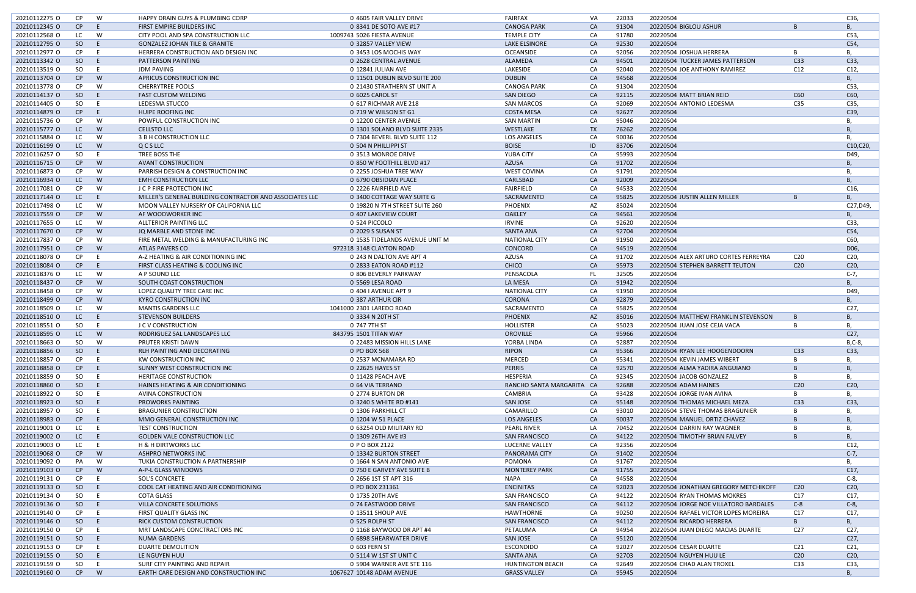| | | | | | | | | | | | | | |
|---|---|---|---|---|---|---|---|---|---|---|---|---|---|
| 20210112275 | O | CP | W | HAPPY DRAIN GUYS & PLUMBING CORP | 0 | 4605 FAIR VALLEY DRIVE | FAIRFAX | VA | 22033 | 20220504 | | | C36, |
| 20210112345 | O | CP | E | FIRST EMPIRE BUILDERS INC | 0 | 8341 DE SOTO AVE #17 | CANOGA PARK | CA | 91304 | 20220504 | BIGLOU ASHUR | B | B, |
| 20210112568 | O | LC | W | CITY POOL AND SPA CONSTRUCTION LLC | 1009743 | 5026 FIESTA AVENUE | TEMPLE CITY | CA | 91780 | 20220504 | | | C53, |
| 20210112795 | O | SO | E | GONZALEZ JOHAN TILE & GRANITE | 0 | 32857 VALLEY VIEW | LAKE ELSINORE | CA | 92530 | 20220504 | | | C54, |
| 20210112977 | O | CP | E | HERRERA CONSTRUCTION AND DESIGN INC | 0 | 3453 LOS MOCHIS WAY | OCEANSIDE | CA | 92056 | 20220504 | JOSHUA HERRERA | B | B, |
| 20210113342 | O | SO | E | PATTERSON PAINTING | 0 | 2628 CENTRAL AVENUE | ALAMEDA | CA | 94501 | 20220504 | TUCKER JAMES PATTERSON | C33 | C33, |
| 20210113519 | O | SO | E | JDM PAVING | 0 | 12841 JULIAN AVE | LAKESIDE | CA | 92040 | 20220504 | JOE ANTHONY RAMIREZ | C12 | C12, |
| 20210113704 | O | CP | W | APRICUS CONSTRUCTION INC | 0 | 11501 DUBLIN BLVD SUITE 200 | DUBLIN | CA | 94568 | 20220504 | | | B, |
| 20210113778 | O | CP | W | CHERRYTREE POOLS | 0 | 21430 STRATHERN ST UNIT A | CANOGA PARK | CA | 91304 | 20220504 | | | C53, |
| 20210114137 | O | SO | E | FAST CUSTOM WELDING | 0 | 6025 CAROL ST | SAN DIEGO | CA | 92115 | 20220504 | MATT BRIAN REID | C60 | C60, |
| 20210114405 | O | SO | E | LEDESMA STUCCO | 0 | 617 RICHMAR AVE 218 | SAN MARCOS | CA | 92069 | 20220504 | ANTONIO LEDESMA | C35 | C35, |
| 20210114879 | O | CP | E | HUIPE ROOFING INC | 0 | 719 W WILSON ST G1 | COSTA MESA | CA | 92627 | 20220504 | | | C39, |
| 20210115736 | O | CP | W | POWFUL CONSTRUCTION INC | 0 | 12200 CENTER AVENUE | SAN MARTIN | CA | 95046 | 20220504 | | | B, |
| 20210115777 | O | LC | W | CELLSTO LLC | 0 | 1301 SOLANO BLVD SUITE 2335 | WESTLAKE | TX | 76262 | 20220504 | | | B, |
| 20210115884 | O | LC | W | 3 B H CONSTRUCTION LLC | 0 | 7304 BEVERL BLVD SUITE 112 | LOS ANGELES | CA | 90036 | 20220504 | | | B, |
| 20210116199 | O | LC | W | Q C S LLC | 0 | 504 N PHILLIPPI ST | BOISE | ID | 83706 | 20220504 | | | C10,C20, |
| 20210116257 | O | SO | E | TREE BOSS THE | 0 | 3513 MONROE DRIVE | YUBA CITY | CA | 95993 | 20220504 | | | D49, |
| 20210116715 | O | CP | W | AVANT CONSTRUCTION | 0 | 850 W FOOTHILL BLVD #17 | AZUSA | CA | 91702 | 20220504 | | | B, |
| 20210116873 | O | CP | W | PARRISH DESIGN & CONSTRUCTION INC | 0 | 2255 JOSHUA TREE WAY | WEST COVINA | CA | 91791 | 20220504 | | | B, |
| 20210116934 | O | LC | W | EMH CONSTRUCTION LLC | 0 | 6790 OBSIDIAN PLACE | CARLSBAD | CA | 92009 | 20220504 | | | B, |
| 20210117081 | O | CP | W | J C P FIRE PROTECTION INC | 0 | 2226 FAIRFIELD AVE | FAIRFIELD | CA | 94533 | 20220504 | | | C16, |
| 20210117144 | O | LC | E | MILLER'S GENERAL BUILDING CONTRACTOR AND ASSOCIATES LLC | 0 | 3400 COTTAGE WAY SUITE G | SACRAMENTO | CA | 95825 | 20220504 | JUSTIN ALLEN MILLER | B | B, |
| 20210117498 | O | LC | W | MOON VALLEY NURSERY OF CALIFORNIA LLC | 0 | 19820 N 7TH STREET SUITE 260 | PHOENIX | AZ | 85024 | 20220504 | | | C27,D49, |
| 20210117559 | O | CP | W | AF WOODWORKER INC | 0 | 407 LAKEVIEW COURT | OAKLEY | CA | 94561 | 20220504 | | | B, |
| 20210117655 | O | LC | W | ALLTERIOR PAINTING LLC | 0 | 524 PICCOLO | IRVINE | CA | 92620 | 20220504 | | | C33, |
| 20210117670 | O | CP | W | JQ MARBLE AND STONE INC | 0 | 2029 S SUSAN ST | SANTA ANA | CA | 92704 | 20220504 | | | C54, |
| 20210117837 | O | CP | W | FIRE METAL WELDING & MANUFACTURING INC | 0 | 1535 TIDELANDS AVENUE UNIT M | NATIONAL CITY | CA | 91950 | 20220504 | | | C60, |
| 20210117951 | O | CP | W | ATLAS PAVERS CO | 972318 | 3148 CLAYTON ROAD | CONCORD | CA | 94519 | 20220504 | | | D06, |
| 20210118078 | O | CP | E | A-Z HEATING & AIR CONDITIONING INC | 0 | 243 N DALTON AVE APT 4 | AZUSA | CA | 91702 | 20220504 | ALEX ARTURO CORTES FERREYRA | C20 | C20, |
| 20210118084 | O | CP | E | FIRST CLASS HEATING & COOLING INC | 0 | 2833 EATON ROAD #112 | CHICO | CA | 95973 | 20220504 | STEPHEN BARRETT TEUTON | C20 | C20, |
| 20210118376 | O | LC | W | A P SOUND LLC | 0 | 806 BEVERLY PARKWAY | PENSACOLA | FL | 32505 | 20220504 | | | C-7, |
| 20210118437 | O | CP | W | SOUTH COAST CONSTRUCTION | 0 | 5569 LESA ROAD | LA MESA | CA | 91942 | 20220504 | | | B, |
| 20210118458 | O | CP | W | LOPEZ QUALITY TREE CARE INC | 0 | 404 I AVENUE APT 9 | NATIONAL CITY | CA | 91950 | 20220504 | | | D49, |
| 20210118499 | O | CP | W | KYRO CONSTRUCTION INC | 0 | 387 ARTHUR CIR | CORONA | CA | 92879 | 20220504 | | | B, |
| 20210118509 | O | LC | W | MANTIS GARDENS LLC | 1041000 | 2301 LAREDO ROAD | SACRAMENTO | CA | 95825 | 20220504 | | | C27, |
| 20210118510 | O | LC | E | STEVENSON BUILDERS | 0 | 3334 N 20TH ST | PHOENIX | AZ | 85016 | 20220504 | MATTHEW FRANKLIN STEVENSON | B | B, |
| 20210118551 | O | SO | E | J C V CONSTRUCTION | 0 | 747 7TH ST | HOLLISTER | CA | 95023 | 20220504 | JUAN JOSE CEJA VACA | B | B, |
| 20210118595 | O | LC | W | RODRIGUEZ SAL LANDSCAPES LLC | 843795 | 1501 TITAN WAY | OROVILLE | CA | 95966 | 20220504 | | | C27, |
| 20210118663 | O | SO | W | PRUTER KRISTI DAWN | 0 | 22483 MISSION HILLS LANE | YORBA LINDA | CA | 92887 | 20220504 | | | B,C-8, |
| 20210118856 | O | SO | E | RLH PAINTING AND DECORATING | 0 | PO BOX 568 | RIPON | CA | 95366 | 20220504 | RYAN LEE HOOGENDOORN | C33 | C33, |
| 20210118857 | O | CP | E | KW CONSTRUCTION INC | 0 | 2537 MCNAMARA RD | MERCED | CA | 95341 | 20220504 | KEVIN JAMES WIBERT | B | B, |
| 20210118858 | O | CP | E | SUNNY WEST CONSTRUCTION INC | 0 | 22625 HAYES ST | PERRIS | CA | 92570 | 20220504 | ALMA YADIRA ANGUIANO | B | B, |
| 20210118859 | O | SO | E | HERITAGE CONSTRUCTION | 0 | 11428 PEACH AVE | HESPERIA | CA | 92345 | 20220504 | JACOB GONZALEZ | B | B, |
| 20210118860 | O | SO | E | HAINES HEATING & AIR CONDITIONING | 0 | 64 VIA TERRANO | RANCHO SANTA MARGARITA | CA | 92688 | 20220504 | ADAM HAINES | C20 | C20, |
| 20210118922 | O | SO | E | AVINA CONSTRUCTION | 0 | 2774 BURTON DR | CAMBRIA | CA | 93428 | 20220504 | JORGE IVAN AVINA | B | B, |
| 20210118923 | O | SO | E | PROWORKS PAINTING | 0 | 3240 S WHITE RD #141 | SAN JOSE | CA | 95148 | 20220504 | THOMAS MICHAEL MEZA | C33 | C33, |
| 20210118957 | O | SO | E | BRAGUNIER CONSTRUCTION | 0 | 1306 PARKHILL CT | CAMARILLO | CA | 93010 | 20220504 | STEVE THOMAS BRAGUNIER | B | B, |
| 20210118983 | O | CP | E | MMO GENERAL CONSTRUCTION INC | 0 | 1204 W 51 PLACE | LOS ANGELES | CA | 90037 | 20220504 | MANUEL ORTIZ CHAVEZ | B | B, |
| 20210119001 | O | LC | E | TEST CONSTRUCTION | 0 | 63254 OLD MILITARY RD | PEARL RIVER | LA | 70452 | 20220504 | DARRIN RAY WAGNER | B | B, |
| 20210119002 | O | LC | E | GOLDEN VALE CONSTRUCTION LLC | 0 | 1309 26TH AVE #3 | SAN FRANCISCO | CA | 94122 | 20220504 | TIMOTHY BRIAN FALVEY | B | B, |
| 20210119003 | O | LC | E | H & H DIRTWORKS LLC | 0 | P O BOX 2122 | LUCERNE VALLEY | CA | 92356 | 20220504 | | | C12, |
| 20210119068 | O | CP | W | ASHPRO NETWORKS INC | 0 | 13342 BURTON STREET | PANORAMA CITY | CA | 91402 | 20220504 | | | C-7, |
| 20210119092 | O | PA | W | TUKIA CONSTRUCTION A PARTNERSHIP | 0 | 1664 N SAN ANTONIO AVE | POMONA | CA | 91767 | 20220504 | | | B, |
| 20210119103 | O | CP | W | A-P-L GLASS WINDOWS | 0 | 750 E GARVEY AVE SUITE B | MONTEREY PARK | CA | 91755 | 20220504 | | | C17, |
| 20210119131 | O | CP | E | SOL'S CONCRETE | 0 | 2656 1ST ST APT 316 | NAPA | CA | 94558 | 20220504 | | | C-8, |
| 20210119133 | O | SO | E | COOL CAT HEATING AND AIR CONDITIONING | 0 | PO BOX 231361 | ENCINITAS | CA | 92023 | 20220504 | JONATHAN GREGORY METCHIKOFF | C20 | C20, |
| 20210119134 | O | SO | E | COTA GLASS | 0 | 1735 20TH AVE | SAN FRANCISCO | CA | 94122 | 20220504 | RYAN THOMAS MOKRES | C17 | C17, |
| 20210119136 | O | SO | E | VILLA CONCRETE SOLUTIONS | 0 | 74 EASTWOOD DRIVE | SAN FRANCISCO | CA | 94112 | 20220504 | JORGE NOE VILLATORO BARDALES | C-8 | C-8, |
| 20210119140 | O | CP | E | FIRST QUALITY GLASS INC | 0 | 13511 SHOUP AVE | HAWTHORNE | CA | 90250 | 20220504 | RAFAEL VICTOR LOPES MOREIRA | C17 | C17, |
| 20210119146 | O | SO | E | RICK CUSTOM CONSTRUCTION | 0 | 525 ROLPH ST | SAN FRANCISCO | CA | 94112 | 20220504 | RICARDO HERRERA | B | B, |
| 20210119150 | O | CP | E | MRT LANDSCAPE CONCTRACTORS INC | 0 | 1168 BAYWOOD DR APT #4 | PETALUMA | CA | 94954 | 20220504 | JUAN DIEGO MACIAS DUARTE | C27 | C27, |
| 20210119151 | O | SO | E | NUMA GARDENS | 0 | 6898 SHEARWATER DRIVE | SAN JOSE | CA | 95120 | 20220504 | | | C27, |
| 20210119153 | O | CP | E | DUARTE DEMOLITION | 0 | 603 FERN ST | ESCONDIDO | CA | 92027 | 20220504 | CESAR DUARTE | C21 | C21, |
| 20210119155 | O | SO | E | LE NGUYEN HUU | 0 | 5114 W 1ST ST UNIT C | SANTA ANA | CA | 92703 | 20220504 | NGUYEN HUU LE | C20 | C20, |
| 20210119159 | O | SO | E | SURF CITY PAINTING AND REPAIR | 0 | 5904 WARNER AVE STE 116 | HUNTINGTON BEACH | CA | 92649 | 20220504 | CHAD ALAN TROXEL | C33 | C33, |
| 20210119160 | O | CP | W | EARTH CARE DESIGN AND CONSTRUCTION INC | 1067627 | 10148 ADAM AVENUE | GRASS VALLEY | CA | 95945 | 20220504 | | | B, |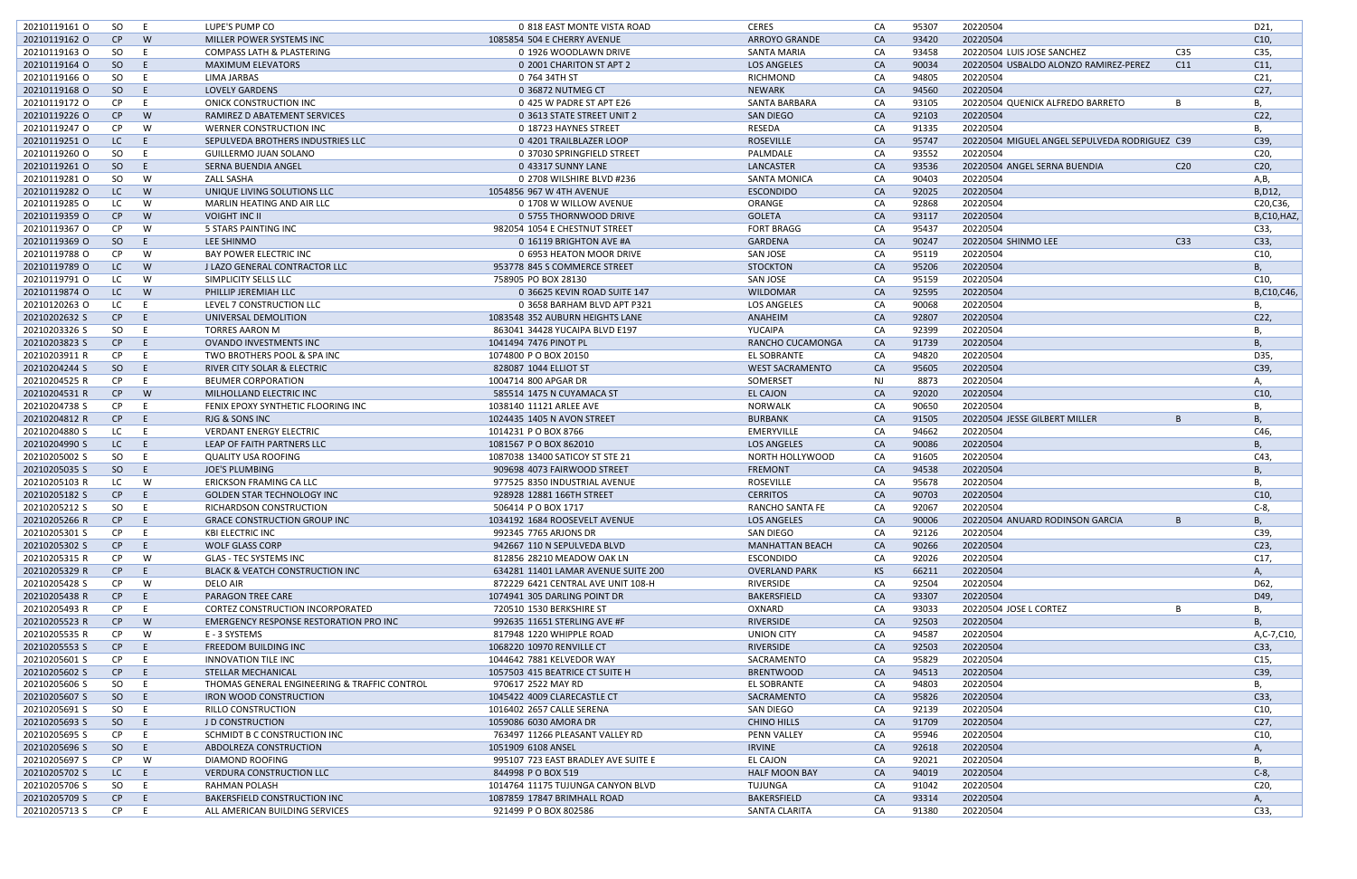| | | | | | | | | | | | | |
|---|---|---|---|---|---|---|---|---|---|---|---|---|
| 20210119161 O | SO | E | LUPE'S PUMP CO | 0 | 818 EAST MONTE VISTA ROAD | CERES | CA | 95307 | 20220504 | | | D21, |
| 20210119162 O | CP | W | MILLER POWER SYSTEMS INC | 1085854 | 504 E CHERRY AVENUE | ARROYO GRANDE | CA | 93420 | 20220504 | | | C10, |
| 20210119163 O | SO | E | COMPASS LATH & PLASTERING | 0 | 1926 WOODLAWN DRIVE | SANTA MARIA | CA | 93458 | 20220504 | LUIS JOSE SANCHEZ | C35 | C35, |
| 20210119164 O | SO | E | MAXIMUM ELEVATORS | 0 | 2001 CHARITON ST APT 2 | LOS ANGELES | CA | 90034 | 20220504 | USBALDO ALONZO RAMIREZ-PEREZ | C11 | C11, |
| 20210119166 O | SO | E | LIMA JARBAS | 0 | 764 34TH ST | RICHMOND | CA | 94805 | 20220504 | | | C21, |
| 20210119168 O | SO | E | LOVELY GARDENS | 0 | 36872 NUTMEG CT | NEWARK | CA | 94560 | 20220504 | | | C27, |
| 20210119172 O | CP | E | ONICK CONSTRUCTION INC | 0 | 425 W PADRE ST APT E26 | SANTA BARBARA | CA | 93105 | 20220504 | QUENICK ALFREDO BARRETO | B | B, |
| 20210119226 O | CP | W | RAMIREZ D ABATEMENT SERVICES | 0 | 3613 STATE STREET UNIT 2 | SAN DIEGO | CA | 92103 | 20220504 | | | C22, |
| 20210119247 O | CP | W | WERNER CONSTRUCTION INC | 0 | 18723 HAYNES STREET | RESEDA | CA | 91335 | 20220504 | | | B, |
| 20210119251 O | LC | E | SEPULVEDA BROTHERS INDUSTRIES LLC | 0 | 4201 TRAILBLAZER LOOP | ROSEVILLE | CA | 95747 | 20220504 | MIGUEL ANGEL SEPULVEDA RODRIGUEZ | C39 | C39, |
| 20210119260 O | SO | E | GUILLERMO JUAN SOLANO | 0 | 37030 SPRINGFIELD STREET | PALMDALE | CA | 93552 | 20220504 | | | C20, |
| 20210119261 O | SO | E | SERNA BUENDIA ANGEL | 0 | 43317 SUNNY LANE | LANCASTER | CA | 93536 | 20220504 | ANGEL SERNA BUENDIA | C20 | C20, |
| 20210119281 O | SO | W | ZALL SASHA | 0 | 2708 WILSHIRE BLVD #236 | SANTA MONICA | CA | 90403 | 20220504 | | | A,B, |
| 20210119282 O | LC | W | UNIQUE LIVING SOLUTIONS LLC | 1054856 | 967 W 4TH AVENUE | ESCONDIDO | CA | 92025 | 20220504 | | | B,D12, |
| 20210119285 O | LC | W | MARLIN HEATING AND AIR LLC | 0 | 1708 W WILLOW AVENUE | ORANGE | CA | 92868 | 20220504 | | | C20,C36, |
| 20210119359 O | CP | W | VOIGHT INC II | 0 | 5755 THORNWOOD DRIVE | GOLETA | CA | 93117 | 20220504 | | | B,C10,HAZ, |
| 20210119367 O | CP | W | 5 STARS PAINTING INC | 982054 | 1054 E CHESTNUT STREET | FORT BRAGG | CA | 95437 | 20220504 | | | C33, |
| 20210119369 O | SO | E | LEE SHINMO | 0 | 16119 BRIGHTON AVE #A | GARDENA | CA | 90247 | 20220504 | SHINMO LEE | C33 | C33, |
| 20210119788 O | CP | W | BAY POWER ELECTRIC INC | 0 | 6953 HEATON MOOR DRIVE | SAN JOSE | CA | 95119 | 20220504 | | | C10, |
| 20210119789 O | LC | W | J LAZO GENERAL CONTRACTOR LLC | 953778 | 845 S COMMERCE STREET | STOCKTON | CA | 95206 | 20220504 | | | B, |
| 20210119791 O | LC | W | SIMPLICITY SELLS LLC | 758905 | PO BOX 28130 | SAN JOSE | CA | 95159 | 20220504 | | | C10, |
| 20210119874 O | LC | W | PHILLIP JEREMIAH LLC | 0 | 36625 KEVIN ROAD SUITE 147 | WILDOMAR | CA | 92595 | 20220504 | | | B,C10,C46, |
| 20210120263 O | LC | E | LEVEL 7 CONSTRUCTION LLC | 0 | 3658 BARHAM BLVD APT P321 | LOS ANGELES | CA | 90068 | 20220504 | | | B, |
| 20210202632 S | CP | E | UNIVERSAL DEMOLITION | 1083548 | 352 AUBURN HEIGHTS LANE | ANAHEIM | CA | 92807 | 20220504 | | | C22, |
| 20210203326 S | SO | E | TORRES AARON M | 863041 | 34428 YUCAIPA BLVD E197 | YUCAIPA | CA | 92399 | 20220504 | | | B, |
| 20210203823 S | CP | E | OVANDO INVESTMENTS INC | 1041494 | 7476 PINOT PL | RANCHO CUCAMONGA | CA | 91739 | 20220504 | | | B, |
| 20210203911 R | CP | E | TWO BROTHERS POOL & SPA INC | 1074800 | P O BOX 20150 | EL SOBRANTE | CA | 94820 | 20220504 | | | D35, |
| 20210204244 S | SO | E | RIVER CITY SOLAR & ELECTRIC | 828087 | 1044 ELLIOT ST | WEST SACRAMENTO | CA | 95605 | 20220504 | | | C39, |
| 20210204525 R | CP | E | BEUMER CORPORATION | 1004714 | 800 APGAR DR | SOMERSET | NJ | 8873 | 20220504 | | | A, |
| 20210204531 R | CP | W | MILHOLLAND ELECTRIC INC | 585514 | 1475 N CUYAMACA ST | EL CAJON | CA | 92020 | 20220504 | | | C10, |
| 20210204738 S | CP | E | FENIX EPOXY SYNTHETIC FLOORING INC | 1038140 | 11121 ARLEE AVE | NORWALK | CA | 90650 | 20220504 | | | B, |
| 20210204812 R | CP | E | RJG & SONS INC | 1024435 | 1405 N AVON STREET | BURBANK | CA | 91505 | 20220504 | JESSE GILBERT MILLER | B | B, |
| 20210204880 S | LC | E | VERDANT ENERGY ELECTRIC | 1014231 | P O BOX 8766 | EMERYVILLE | CA | 94662 | 20220504 | | | C46, |
| 20210204990 S | LC | E | LEAP OF FAITH PARTNERS LLC | 1081567 | P O BOX 862010 | LOS ANGELES | CA | 90086 | 20220504 | | | B, |
| 20210205002 S | SO | E | QUALITY USA ROOFING | 1087038 | 13400 SATICOY ST STE 21 | NORTH HOLLYWOOD | CA | 91605 | 20220504 | | | C43, |
| 20210205035 S | SO | E | JOE'S PLUMBING | 909698 | 4073 FAIRWOOD STREET | FREMONT | CA | 94538 | 20220504 | | | B, |
| 20210205103 R | LC | W | ERICKSON FRAMING CA LLC | 977525 | 8350 INDUSTRIAL AVENUE | ROSEVILLE | CA | 95678 | 20220504 | | | B, |
| 20210205182 S | CP | E | GOLDEN STAR TECHNOLOGY INC | 928928 | 12881 166TH STREET | CERRITOS | CA | 90703 | 20220504 | | | C10, |
| 20210205212 S | SO | E | RICHARDSON CONSTRUCTION | 506414 | P O BOX 1717 | RANCHO SANTA FE | CA | 92067 | 20220504 | | | C-8, |
| 20210205266 R | CP | E | GRACE CONSTRUCTION GROUP INC | 1034192 | 1684 ROOSEVELT AVENUE | LOS ANGELES | CA | 90006 | 20220504 | ANUARD RODINSON GARCIA | B | B, |
| 20210205301 S | CP | E | KBI ELECTRIC INC | 992345 | 7765 ARJONS DR | SAN DIEGO | CA | 92126 | 20220504 | | | C39, |
| 20210205302 S | CP | E | WOLF GLASS CORP | 942667 | 110 N SEPULVEDA BLVD | MANHATTAN BEACH | CA | 90266 | 20220504 | | | C23, |
| 20210205315 R | CP | W | GLAS - TEC SYSTEMS INC | 812856 | 28210 MEADOW OAK LN | ESCONDIDO | CA | 92026 | 20220504 | | | C17, |
| 20210205329 R | CP | E | BLACK & VEATCH CONSTRUCTION INC | 634281 | 11401 LAMAR AVENUE SUITE 200 | OVERLAND PARK | KS | 66211 | 20220504 | | | A, |
| 20210205428 S | CP | W | DELO AIR | 872229 | 6421 CENTRAL AVE UNIT 108-H | RIVERSIDE | CA | 92504 | 20220504 | | | D62, |
| 20210205438 R | CP | E | PARAGON TREE CARE | 1074941 | 305 DARLING POINT DR | BAKERSFIELD | CA | 93307 | 20220504 | | | D49, |
| 20210205493 R | CP | E | CORTEZ CONSTRUCTION INCORPORATED | 720510 | 1530 BERKSHIRE ST | OXNARD | CA | 93033 | 20220504 | JOSE L CORTEZ | B | B, |
| 20210205523 R | CP | W | EMERGENCY RESPONSE RESTORATION PRO INC | 992635 | 11651 STERLING AVE #F | RIVERSIDE | CA | 92503 | 20220504 | | | B, |
| 20210205535 R | CP | W | E - 3 SYSTEMS | 817948 | 1220 WHIPPLE ROAD | UNION CITY | CA | 94587 | 20220504 | | | A,C-7,C10, |
| 20210205553 S | CP | E | FREEDOM BUILDING INC | 1068220 | 10970 RENVILLE CT | RIVERSIDE | CA | 92503 | 20220504 | | | C33, |
| 20210205601 S | CP | E | INNOVATION TILE INC | 1044642 | 7881 KELVEDOR WAY | SACRAMENTO | CA | 95829 | 20220504 | | | C15, |
| 20210205602 S | CP | E | STELLAR MECHANICAL | 1057503 | 415 BEATRICE CT SUITE H | BRENTWOOD | CA | 94513 | 20220504 | | | C39, |
| 20210205606 S | SO | E | THOMAS GENERAL ENGINEERING & TRAFFIC CONTROL | 970617 | 2522 MAY RD | EL SOBRANTE | CA | 94803 | 20220504 | | | B, |
| 20210205607 S | SO | E | IRON WOOD CONSTRUCTION | 1045422 | 4009 CLARECASTLE CT | SACRAMENTO | CA | 95826 | 20220504 | | | C33, |
| 20210205691 S | SO | E | RILLO CONSTRUCTION | 1016402 | 2657 CALLE SERENA | SAN DIEGO | CA | 92139 | 20220504 | | | C10, |
| 20210205693 S | SO | E | J D CONSTRUCTION | 1059086 | 6030 AMORA DR | CHINO HILLS | CA | 91709 | 20220504 | | | C27, |
| 20210205695 S | CP | E | SCHMIDT B C CONSTRUCTION INC | 763497 | 11266 PLEASANT VALLEY RD | PENN VALLEY | CA | 95946 | 20220504 | | | C10, |
| 20210205696 S | SO | E | ABDOLREZA CONSTRUCTION | 1051909 | 6108 ANSEL | IRVINE | CA | 92618 | 20220504 | | | A, |
| 20210205697 S | CP | W | DIAMOND ROOFING | 995107 | 723 EAST BRADLEY AVE SUITE E | EL CAJON | CA | 92021 | 20220504 | | | B, |
| 20210205702 S | LC | E | VERDURA CONSTRUCTION LLC | 844998 | P O BOX 519 | HALF MOON BAY | CA | 94019 | 20220504 | | | C-8, |
| 20210205706 S | SO | E | RAHMAN FOLASH | 1014764 | 11175 TUJUNGA CANYON BLVD | TUJUNGA | CA | 91042 | 20220504 | | | C20, |
| 20210205709 S | CP | E | BAKERSFIELD CONSTRUCTION INC | 1087859 | 17847 BRIMHALL ROAD | BAKERSFIELD | CA | 93314 | 20220504 | | | A, |
| 20210205713 S | CP | E | ALL AMERICAN BUILDING SERVICES | 921499 | P O BOX 802586 | SANTA CLARITA | CA | 91380 | 20220504 | | | C33, |